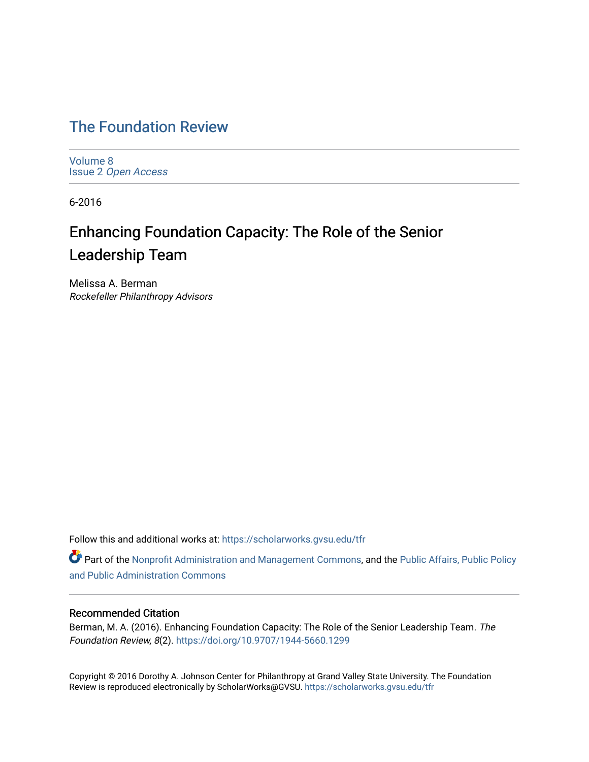# The Foundation Review

Volume 8
Issue 2 *Open Access*

6-2016

## Enhancing Foundation Capacity: The Role of the Senior Leadership Team

Melissa A. Berman
*Rockefeller Philanthropy Advisors*

Follow this and additional works at: https://scholarworks.gvsu.edu/tfr

Part of the Nonprofit Administration and Management Commons, and the Public Affairs, Public Policy and Public Administration Commons

### Recommended Citation

Berman, M. A. (2016). Enhancing Foundation Capacity: The Role of the Senior Leadership Team. *The Foundation Review, 8*(2). https://doi.org/10.9707/1944-5660.1299

Copyright © 2016 Dorothy A. Johnson Center for Philanthropy at Grand Valley State University. The Foundation Review is reproduced electronically by ScholarWorks@GVSU. https://scholarworks.gvsu.edu/tfr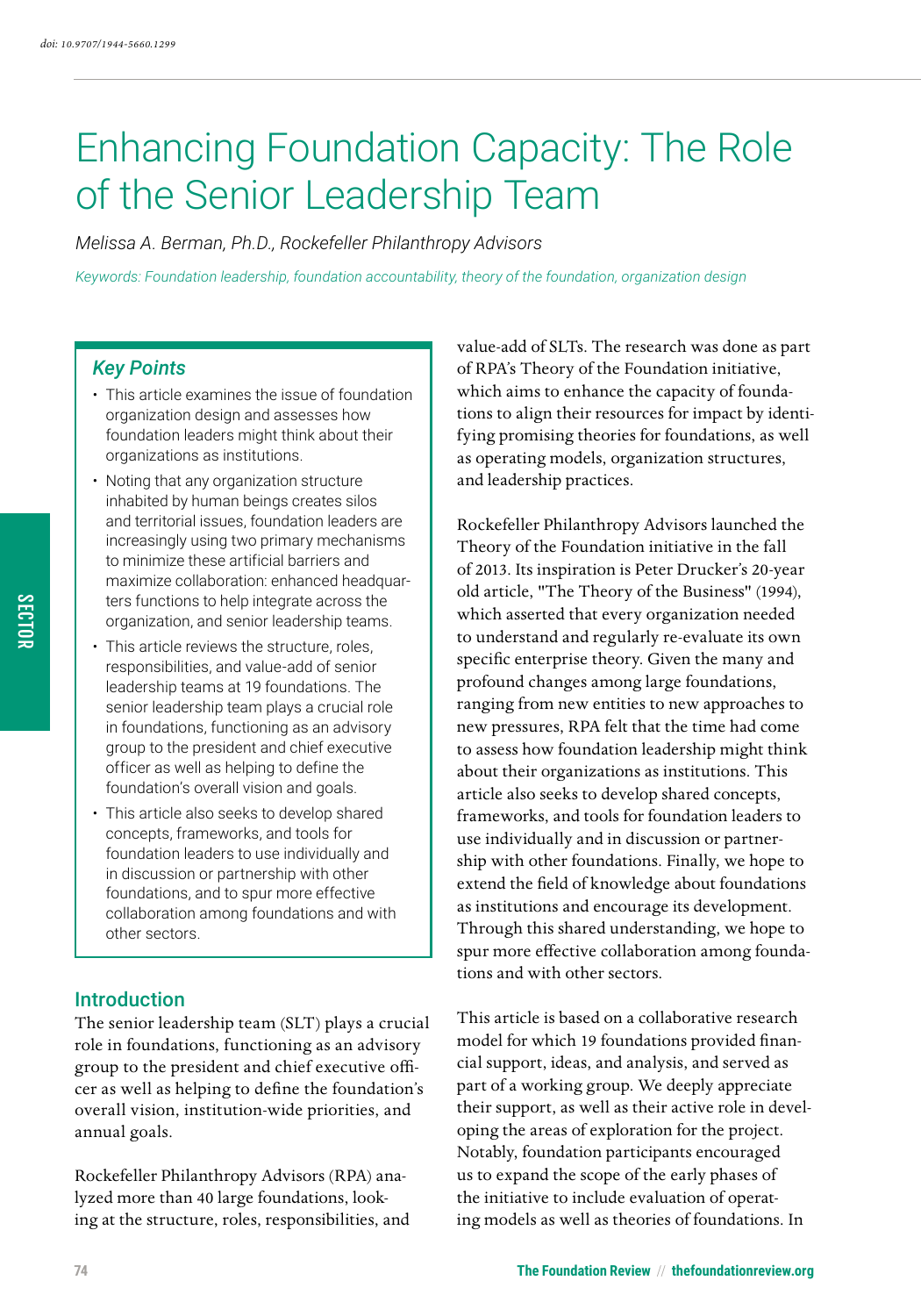doi: 10.9707/1944-5660.1299

# Enhancing Foundation Capacity: The Role of the Senior Leadership Team

*Melissa A. Berman, Ph.D., Rockefeller Philanthropy Advisors*

*Keywords: Foundation leadership, foundation accountability, theory of the foundation, organization design*

## Key Points

- This article examines the issue of foundation organization design and assesses how foundation leaders might think about their organizations as institutions.
- Noting that any organization structure inhabited by human beings creates silos and territorial issues, foundation leaders are increasingly using two primary mechanisms to minimize these artificial barriers and maximize collaboration: enhanced headquarters functions to help integrate across the organization, and senior leadership teams.
- This article reviews the structure, roles, responsibilities, and value-add of senior leadership teams at 19 foundations. The senior leadership team plays a crucial role in foundations, functioning as an advisory group to the president and chief executive officer as well as helping to define the foundation's overall vision and goals.
- This article also seeks to develop shared concepts, frameworks, and tools for foundation leaders to use individually and in discussion or partnership with other foundations, and to spur more effective collaboration among foundations and with other sectors.

## Introduction

The senior leadership team (SLT) plays a crucial role in foundations, functioning as an advisory group to the president and chief executive officer as well as helping to define the foundation's overall vision, institution-wide priorities, and annual goals.

Rockefeller Philanthropy Advisors (RPA) analyzed more than 40 large foundations, looking at the structure, roles, responsibilities, and value-add of SLTs. The research was done as part of RPA's Theory of the Foundation initiative, which aims to enhance the capacity of foundations to align their resources for impact by identifying promising theories for foundations, as well as operating models, organization structures, and leadership practices.

Rockefeller Philanthropy Advisors launched the Theory of the Foundation initiative in the fall of 2013. Its inspiration is Peter Drucker's 20-year old article, "The Theory of the Business" (1994), which asserted that every organization needed to understand and regularly re-evaluate its own specific enterprise theory. Given the many and profound changes among large foundations, ranging from new entities to new approaches to new pressures, RPA felt that the time had come to assess how foundation leadership might think about their organizations as institutions. This article also seeks to develop shared concepts, frameworks, and tools for foundation leaders to use individually and in discussion or partnership with other foundations. Finally, we hope to extend the field of knowledge about foundations as institutions and encourage its development. Through this shared understanding, we hope to spur more effective collaboration among foundations and with other sectors.

This article is based on a collaborative research model for which 19 foundations provided financial support, ideas, and analysis, and served as part of a working group. We deeply appreciate their support, as well as their active role in developing the areas of exploration for the project. Notably, foundation participants encouraged us to expand the scope of the early phases of the initiative to include evaluation of operating models as well as theories of foundations. In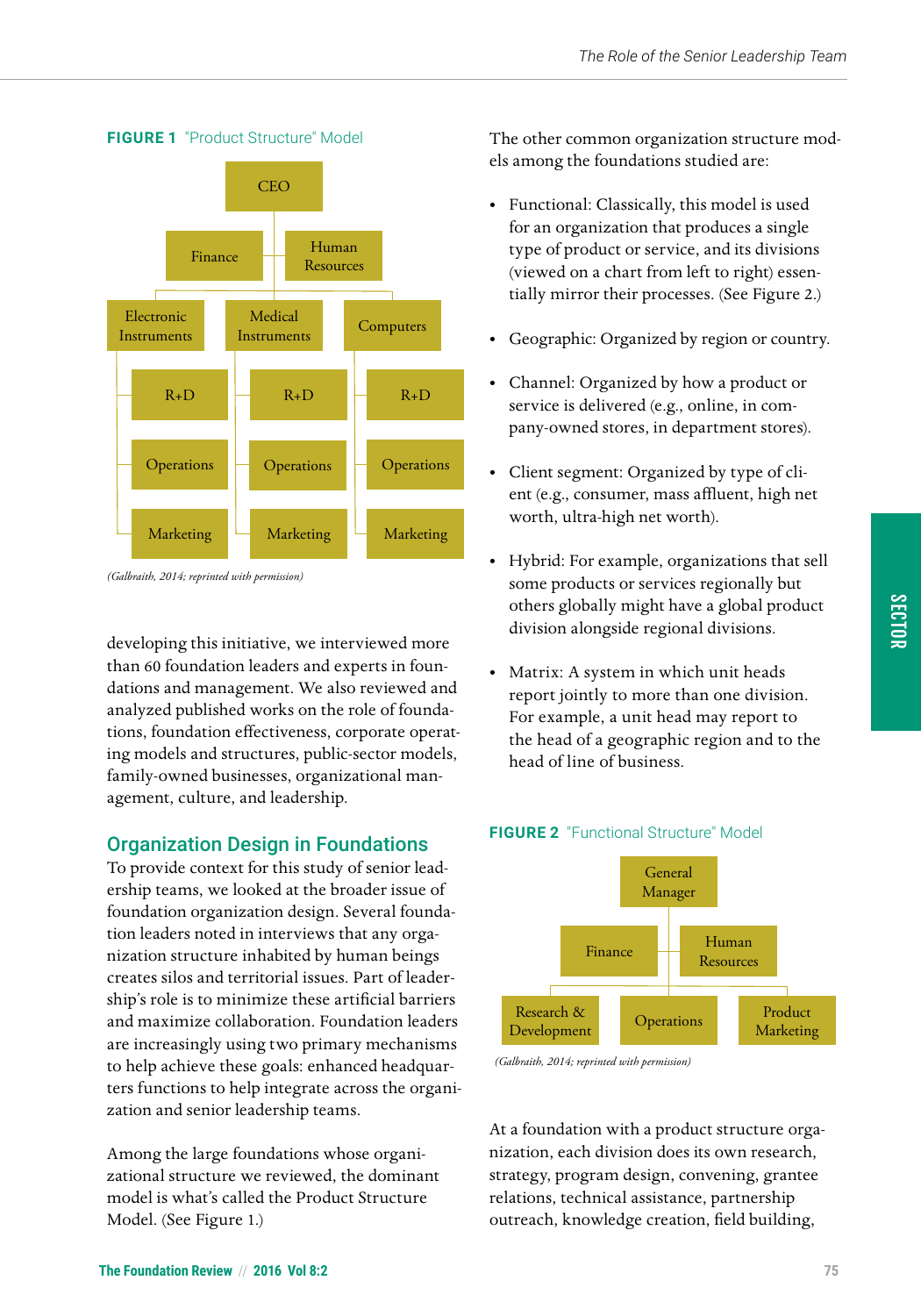**FIGURE 1** "Product Structure" Model

CEO

Finance | Human Resources

Electronic Instruments | Medical Instruments | Computers

R+D | R+D | R+D

Operations | Operations | Operations

Marketing | Marketing | Marketing

*(Galbraith, 2014; reprinted with permission)*

developing this initiative, we interviewed more than 60 foundation leaders and experts in foundations and management. We also reviewed and analyzed published works on the role of foundations, foundation effectiveness, corporate operating models and structures, public-sector models, family-owned businesses, organizational management, culture, and leadership.

## Organization Design in Foundations

To provide context for this study of senior leadership teams, we looked at the broader issue of foundation organization design. Several foundation leaders noted in interviews that any organization structure inhabited by human beings creates silos and territorial issues. Part of leadership's role is to minimize these artificial barriers and maximize collaboration. Foundation leaders are increasingly using two primary mechanisms to help achieve these goals: enhanced headquarters functions to help integrate across the organization and senior leadership teams.

Among the large foundations whose organizational structure we reviewed, the dominant model is what's called the Product Structure Model. (See Figure 1.)

The other common organization structure models among the foundations studied are:

- Functional: Classically, this model is used for an organization that produces a single type of product or service, and its divisions (viewed on a chart from left to right) essentially mirror their processes. (See Figure 2.)
- Geographic: Organized by region or country.
- Channel: Organized by how a product or service is delivered (e.g., online, in company-owned stores, in department stores).
- Client segment: Organized by type of client (e.g., consumer, mass affluent, high net worth, ultra-high net worth).
- Hybrid: For example, organizations that sell some products or services regionally but others globally might have a global product division alongside regional divisions.
- Matrix: A system in which unit heads report jointly to more than one division. For example, a unit head may report to the head of a geographic region and to the head of line of business.

**FIGURE 2** "Functional Structure" Model

General Manager

Finance | Human Resources

Research & Development | Operations | Product Marketing

*(Galbraith, 2014; reprinted with permission)*

At a foundation with a product structure organization, each division does its own research, strategy, program design, convening, grantee relations, technical assistance, partnership outreach, knowledge creation, field building,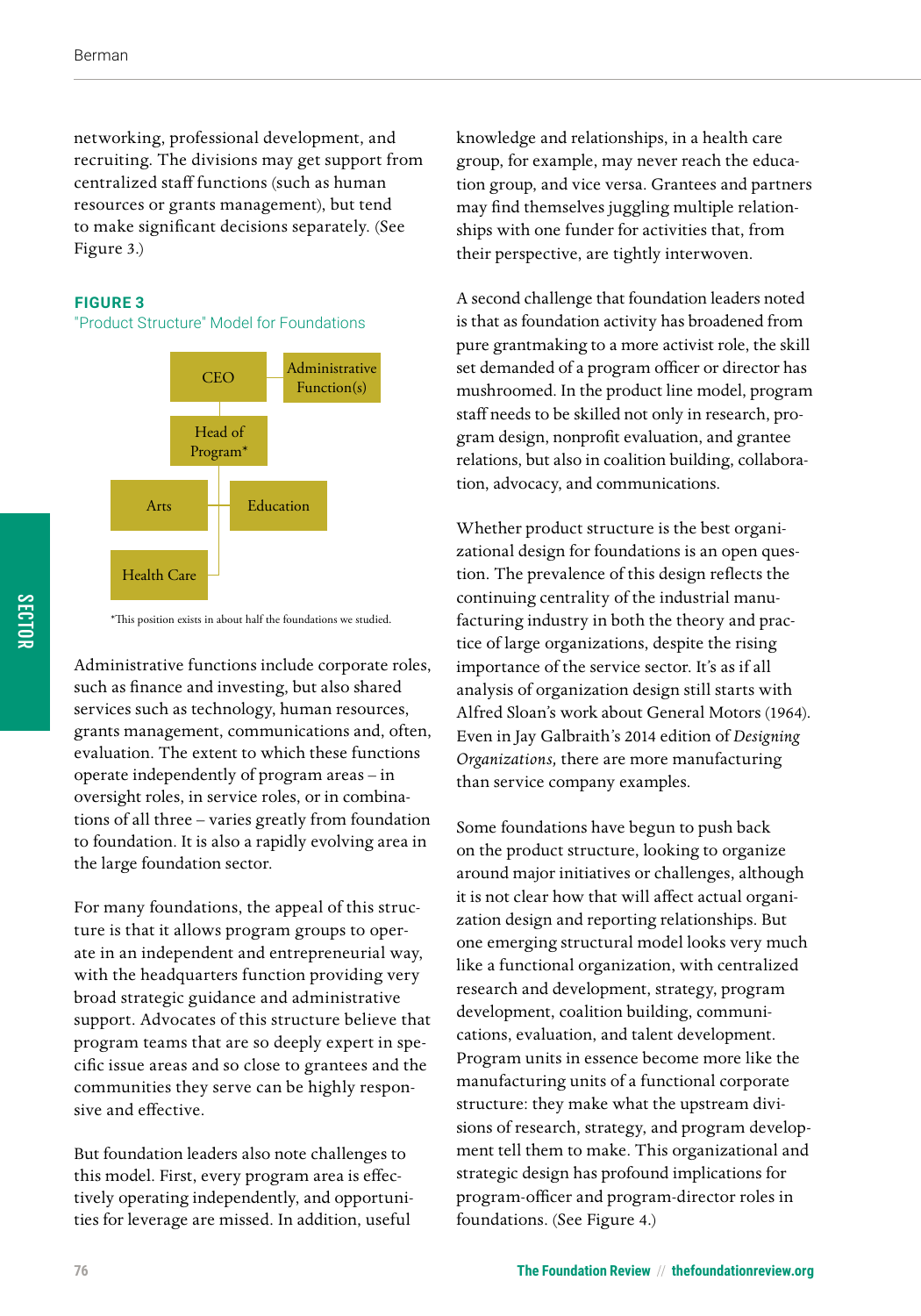networking, professional development, and recruiting. The divisions may get support from centralized staff functions (such as human resources or grants management), but tend to make significant decisions separately. (See Figure 3.)

**FIGURE 3**
"Product Structure" Model for Foundations

CEO — Administrative Function(s)

Head of Program*

Arts — Education

Health Care

*This position exists in about half the foundations we studied.

Administrative functions include corporate roles, such as finance and investing, but also shared services such as technology, human resources, grants management, communications and, often, evaluation. The extent to which these functions operate independently of program areas – in oversight roles, in service roles, or in combinations of all three – varies greatly from foundation to foundation. It is also a rapidly evolving area in the large foundation sector.

For many foundations, the appeal of this structure is that it allows program groups to operate in an independent and entrepreneurial way, with the headquarters function providing very broad strategic guidance and administrative support. Advocates of this structure believe that program teams that are so deeply expert in specific issue areas and so close to grantees and the communities they serve can be highly responsive and effective.

But foundation leaders also note challenges to this model. First, every program area is effectively operating independently, and opportunities for leverage are missed. In addition, useful knowledge and relationships, in a health care group, for example, may never reach the education group, and vice versa. Grantees and partners may find themselves juggling multiple relationships with one funder for activities that, from their perspective, are tightly interwoven.

A second challenge that foundation leaders noted is that as foundation activity has broadened from pure grantmaking to a more activist role, the skill set demanded of a program officer or director has mushroomed. In the product line model, program staff needs to be skilled not only in research, program design, nonprofit evaluation, and grantee relations, but also in coalition building, collaboration, advocacy, and communications.

Whether product structure is the best organizational design for foundations is an open question. The prevalence of this design reflects the continuing centrality of the industrial manufacturing industry in both the theory and practice of large organizations, despite the rising importance of the service sector. It's as if all analysis of organization design still starts with Alfred Sloan's work about General Motors (1964). Even in Jay Galbraith's 2014 edition of *Designing Organizations,* there are more manufacturing than service company examples.

Some foundations have begun to push back on the product structure, looking to organize around major initiatives or challenges, although it is not clear how that will affect actual organization design and reporting relationships. But one emerging structural model looks very much like a functional organization, with centralized research and development, strategy, program development, coalition building, communications, evaluation, and talent development. Program units in essence become more like the manufacturing units of a functional corporate structure: they make what the upstream divisions of research, strategy, and program development tell them to make. This organizational and strategic design has profound implications for program-officer and program-director roles in foundations. (See Figure 4.)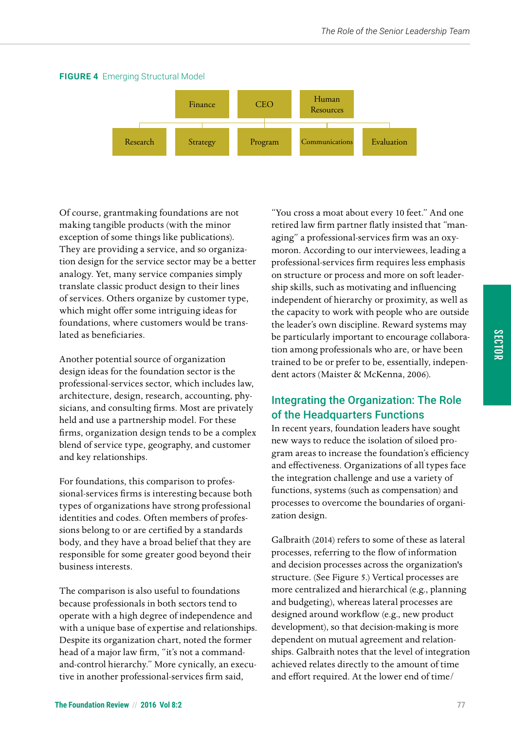**FIGURE 4** Emerging Structural Model

Finance | CEO | Human Resources

Research | Strategy | Program | Communications | Evaluation

Of course, grantmaking foundations are not making tangible products (with the minor exception of some things like publications). They are providing a service, and so organization design for the service sector may be a better analogy. Yet, many service companies simply translate classic product design to their lines of services. Others organize by customer type, which might offer some intriguing ideas for foundations, where customers would be translated as beneficiaries.

Another potential source of organization design ideas for the foundation sector is the professional-services sector, which includes law, architecture, design, research, accounting, physicians, and consulting firms. Most are privately held and use a partnership model. For these firms, organization design tends to be a complex blend of service type, geography, and customer and key relationships.

For foundations, this comparison to professional-services firms is interesting because both types of organizations have strong professional identities and codes. Often members of professions belong to or are certified by a standards body, and they have a broad belief that they are responsible for some greater good beyond their business interests.

The comparison is also useful to foundations because professionals in both sectors tend to operate with a high degree of independence and with a unique base of expertise and relationships. Despite its organization chart, noted the former head of a major law firm, "it's not a command-and-control hierarchy." More cynically, an executive in another professional-services firm said, "You cross a moat about every 10 feet." And one retired law firm partner flatly insisted that "managing" a professional-services firm was an oxymoron. According to our interviewees, leading a professional-services firm requires less emphasis on structure or process and more on soft leadership skills, such as motivating and influencing independent of hierarchy or proximity, as well as the capacity to work with people who are outside the leader's own discipline. Reward systems may be particularly important to encourage collaboration among professionals who are, or have been trained to be or prefer to be, essentially, independent actors (Maister & McKenna, 2006).

## Integrating the Organization: The Role of the Headquarters Functions

In recent years, foundation leaders have sought new ways to reduce the isolation of siloed program areas to increase the foundation's efficiency and effectiveness. Organizations of all types face the integration challenge and use a variety of functions, systems (such as compensation) and processes to overcome the boundaries of organization design.

Galbraith (2014) refers to some of these as lateral processes, referring to the flow of information and decision processes across the organization's structure. (See Figure 5.) Vertical processes are more centralized and hierarchical (e.g., planning and budgeting), whereas lateral processes are designed around workflow (e.g., new product development), so that decision-making is more dependent on mutual agreement and relationships. Galbraith notes that the level of integration achieved relates directly to the amount of time and effort required. At the lower end of time/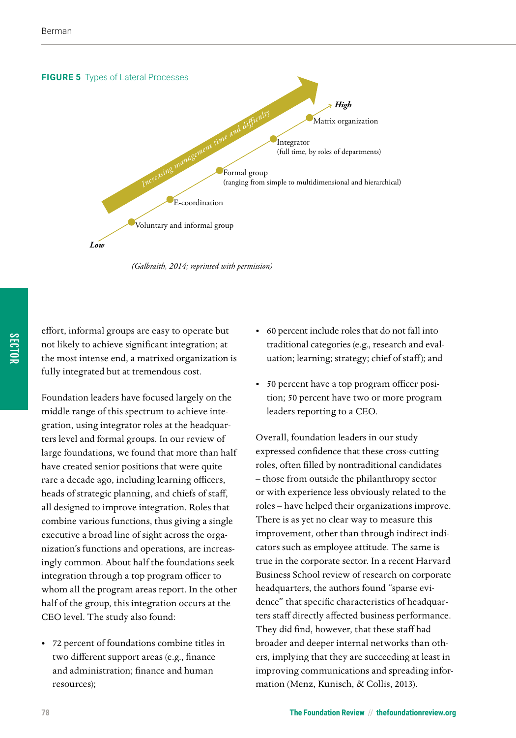**FIGURE 5** Types of Lateral Processes

*Increasing management time and difficulty*

*High*

- Matrix organization
- Integrator (full time, by roles of departments)
- Formal group (ranging from simple to multidimensional and hierarchical)
- E-coordination
- Voluntary and informal group

*Low*

*(Galbraith, 2014; reprinted with permission)*

effort, informal groups are easy to operate but not likely to achieve significant integration; at the most intense end, a matrixed organization is fully integrated but at tremendous cost.

Foundation leaders have focused largely on the middle range of this spectrum to achieve integration, using integrator roles at the headquarters level and formal groups. In our review of large foundations, we found that more than half have created senior positions that were quite rare a decade ago, including learning officers, heads of strategic planning, and chiefs of staff, all designed to improve integration. Roles that combine various functions, thus giving a single executive a broad line of sight across the organization's functions and operations, are increasingly common. About half the foundations seek integration through a top program officer to whom all the program areas report. In the other half of the group, this integration occurs at the CEO level. The study also found:

- 72 percent of foundations combine titles in two different support areas (e.g., finance and administration; finance and human resources);
- 60 percent include roles that do not fall into traditional categories (e.g., research and evaluation; learning; strategy; chief of staff); and
- 50 percent have a top program officer position; 50 percent have two or more program leaders reporting to a CEO.

Overall, foundation leaders in our study expressed confidence that these cross-cutting roles, often filled by nontraditional candidates – those from outside the philanthropy sector or with experience less obviously related to the roles – have helped their organizations improve. There is as yet no clear way to measure this improvement, other than through indirect indicators such as employee attitude. The same is true in the corporate sector. In a recent Harvard Business School review of research on corporate headquarters, the authors found "sparse evidence" that specific characteristics of headquarters staff directly affected business performance. They did find, however, that these staff had broader and deeper internal networks than others, implying that they are succeeding at least in improving communications and spreading information (Menz, Kunisch, & Collis, 2013).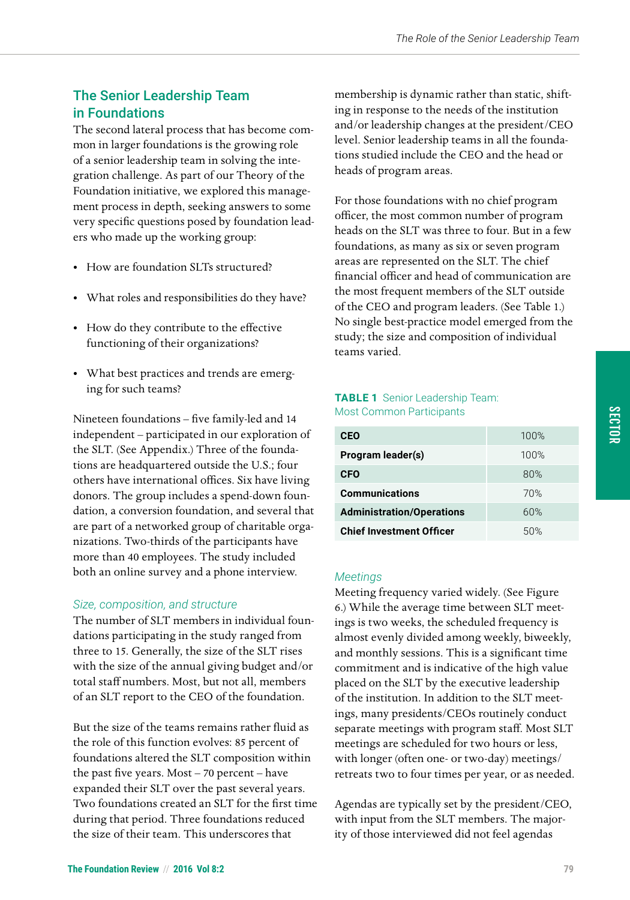## The Senior Leadership Team in Foundations

The second lateral process that has become common in larger foundations is the growing role of a senior leadership team in solving the integration challenge. As part of our Theory of the Foundation initiative, we explored this management process in depth, seeking answers to some very specific questions posed by foundation leaders who made up the working group:

- How are foundation SLTs structured?
- What roles and responsibilities do they have?
- How do they contribute to the effective functioning of their organizations?
- What best practices and trends are emerging for such teams?

Nineteen foundations – five family-led and 14 independent – participated in our exploration of the SLT. (See Appendix.) Three of the foundations are headquartered outside the U.S.; four others have international offices. Six have living donors. The group includes a spend-down foundation, a conversion foundation, and several that are part of a networked group of charitable organizations. Two-thirds of the participants have more than 40 employees. The study included both an online survey and a phone interview.

### *Size, composition, and structure*

The number of SLT members in individual foundations participating in the study ranged from three to 15. Generally, the size of the SLT rises with the size of the annual giving budget and/or total staff numbers. Most, but not all, members of an SLT report to the CEO of the foundation.

But the size of the teams remains rather fluid as the role of this function evolves: 85 percent of foundations altered the SLT composition within the past five years. Most – 70 percent – have expanded their SLT over the past several years. Two foundations created an SLT for the first time during that period. Three foundations reduced the size of their team. This underscores that membership is dynamic rather than static, shifting in response to the needs of the institution and/or leadership changes at the president/CEO level. Senior leadership teams in all the foundations studied include the CEO and the head or heads of program areas.

For those foundations with no chief program officer, the most common number of program heads on the SLT was three to four. But in a few foundations, as many as six or seven program areas are represented on the SLT. The chief financial officer and head of communication are the most frequent members of the SLT outside of the CEO and program leaders. (See Table 1.) No single best-practice model emerged from the study; the size and composition of individual teams varied.

**TABLE 1** Senior Leadership Team: Most Common Participants

| | |
|---|---|
| **CEO** | 100% |
| **Program leader(s)** | 100% |
| **CFO** | 80% |
| **Communications** | 70% |
| **Administration/Operations** | 60% |
| **Chief Investment Officer** | 50% |

### *Meetings*

Meeting frequency varied widely. (See Figure 6.) While the average time between SLT meetings is two weeks, the scheduled frequency is almost evenly divided among weekly, biweekly, and monthly sessions. This is a significant time commitment and is indicative of the high value placed on the SLT by the executive leadership of the institution. In addition to the SLT meetings, many presidents/CEOs routinely conduct separate meetings with program staff. Most SLT meetings are scheduled for two hours or less, with longer (often one- or two-day) meetings/retreats two to four times per year, or as needed.

Agendas are typically set by the president/CEO, with input from the SLT members. The majority of those interviewed did not feel agendas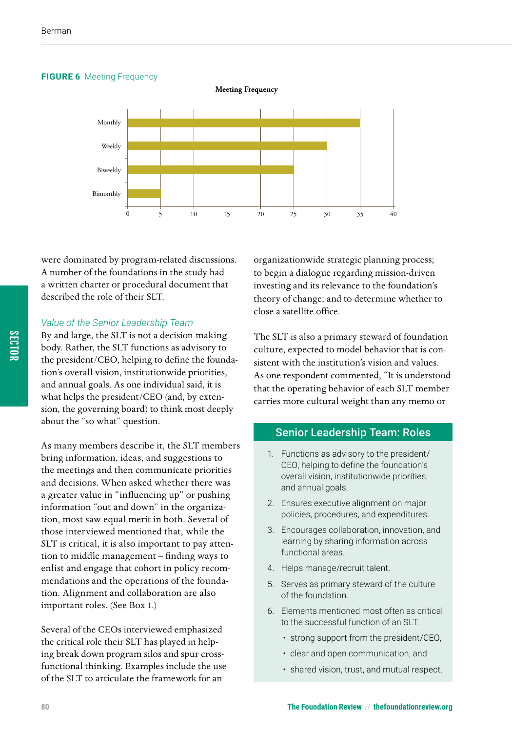**FIGURE 6** Meeting Frequency

| Meeting Frequency | Count |
|---|---|
| Monthly | 35 |
| Weekly | 30 |
| Biweekly | 25 |
| Bimonthly | 5 |

were dominated by program-related discussions. A number of the foundations in the study had a written charter or procedural document that described the role of their SLT.

### *Value of the Senior Leadership Team*

By and large, the SLT is not a decision-making body. Rather, the SLT functions as advisory to the president/CEO, helping to define the foundation's overall vision, institutionwide priorities, and annual goals. As one individual said, it is what helps the president/CEO (and, by extension, the governing board) to think most deeply about the "so what" question.

As many members describe it, the SLT members bring information, ideas, and suggestions to the meetings and then communicate priorities and decisions. When asked whether there was a greater value in "influencing up" or pushing information "out and down" in the organization, most saw equal merit in both. Several of those interviewed mentioned that, while the SLT is critical, it is also important to pay attention to middle management – finding ways to enlist and engage that cohort in policy recommendations and the operations of the foundation. Alignment and collaboration are also important roles. (See Box 1.)

Several of the CEOs interviewed emphasized the critical role their SLT has played in helping break down program silos and spur cross-functional thinking. Examples include the use of the SLT to articulate the framework for an organizationwide strategic planning process; to begin a dialogue regarding mission-driven investing and its relevance to the foundation's theory of change; and to determine whether to close a satellite office.

The SLT is also a primary steward of foundation culture, expected to model behavior that is consistent with the institution's vision and values. As one respondent commented, "It is understood that the operating behavior of each SLT member carries more cultural weight than any memo or

### Senior Leadership Team: Roles

1. Functions as advisory to the president/CEO, helping to define the foundation's overall vision, institutionwide priorities, and annual goals.
2. Ensures executive alignment on major policies, procedures, and expenditures.
3. Encourages collaboration, innovation, and learning by sharing information across functional areas.
4. Helps manage/recruit talent.
5. Serves as primary steward of the culture of the foundation.
6. Elements mentioned most often as critical to the successful function of an SLT:
   - strong support from the president/CEO,
   - clear and open communication, and
   - shared vision, trust, and mutual respect.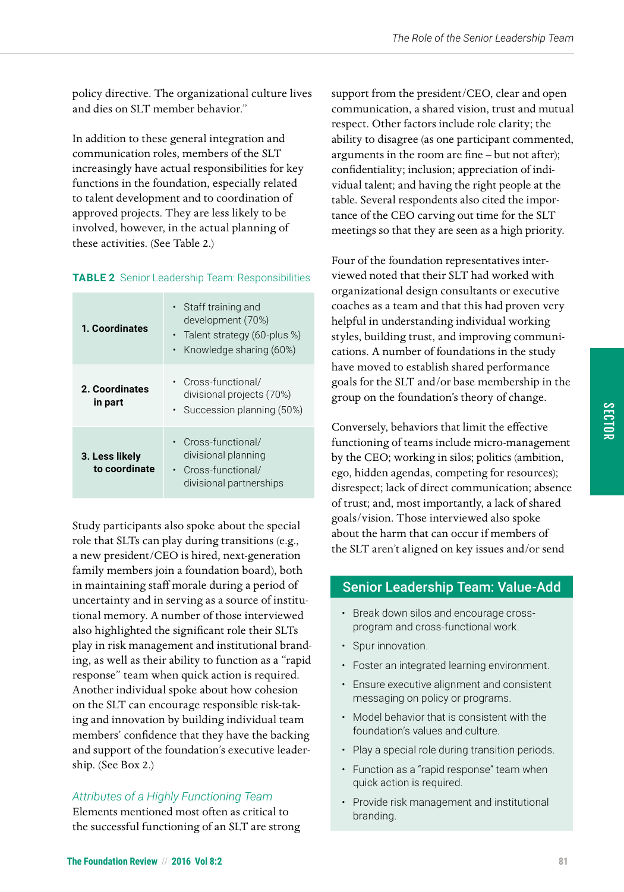policy directive. The organizational culture lives and dies on SLT member behavior."

In addition to these general integration and communication roles, members of the SLT increasingly have actual responsibilities for key functions in the foundation, especially related to talent development and to coordination of approved projects. They are less likely to be involved, however, in the actual planning of these activities. (See Table 2.)

**TABLE 2** Senior Leadership Team: Responsibilities

| | |
|---|---|
| **1. Coordinates** | • Staff training and development (70%)<br>• Talent strategy (60-plus %)<br>• Knowledge sharing (60%) |
| **2. Coordinates in part** | • Cross-functional/divisional projects (70%)<br>• Succession planning (50%) |
| **3. Less likely to coordinate** | • Cross-functional/divisional planning<br>• Cross-functional/divisional partnerships |

Study participants also spoke about the special role that SLTs can play during transitions (e.g., a new president/CEO is hired, next-generation family members join a foundation board), both in maintaining staff morale during a period of uncertainty and in serving as a source of institutional memory. A number of those interviewed also highlighted the significant role their SLTs play in risk management and institutional branding, as well as their ability to function as a "rapid response" team when quick action is required. Another individual spoke about how cohesion on the SLT can encourage responsible risk-taking and innovation by building individual team members' confidence that they have the backing and support of the foundation's executive leadership. (See Box 2.)

### *Attributes of a Highly Functioning Team*

Elements mentioned most often as critical to the successful functioning of an SLT are strong support from the president/CEO, clear and open communication, a shared vision, trust and mutual respect. Other factors include role clarity; the ability to disagree (as one participant commented, arguments in the room are fine – but not after); confidentiality; inclusion; appreciation of individual talent; and having the right people at the table. Several respondents also cited the importance of the CEO carving out time for the SLT meetings so that they are seen as a high priority.

Four of the foundation representatives interviewed noted that their SLT had worked with organizational design consultants or executive coaches as a team and that this had proven very helpful in understanding individual working styles, building trust, and improving communications. A number of foundations in the study have moved to establish shared performance goals for the SLT and/or base membership in the group on the foundation's theory of change.

Conversely, behaviors that limit the effective functioning of teams include micro-management by the CEO; working in silos; politics (ambition, ego, hidden agendas, competing for resources); disrespect; lack of direct communication; absence of trust; and, most importantly, a lack of shared goals/vision. Those interviewed also spoke about the harm that can occur if members of the SLT aren't aligned on key issues and/or send

### Senior Leadership Team: Value-Add

- Break down silos and encourage cross-program and cross-functional work.
- Spur innovation.
- Foster an integrated learning environment.
- Ensure executive alignment and consistent messaging on policy or programs.
- Model behavior that is consistent with the foundation's values and culture.
- Play a special role during transition periods.
- Function as a "rapid response" team when quick action is required.
- Provide risk management and institutional branding.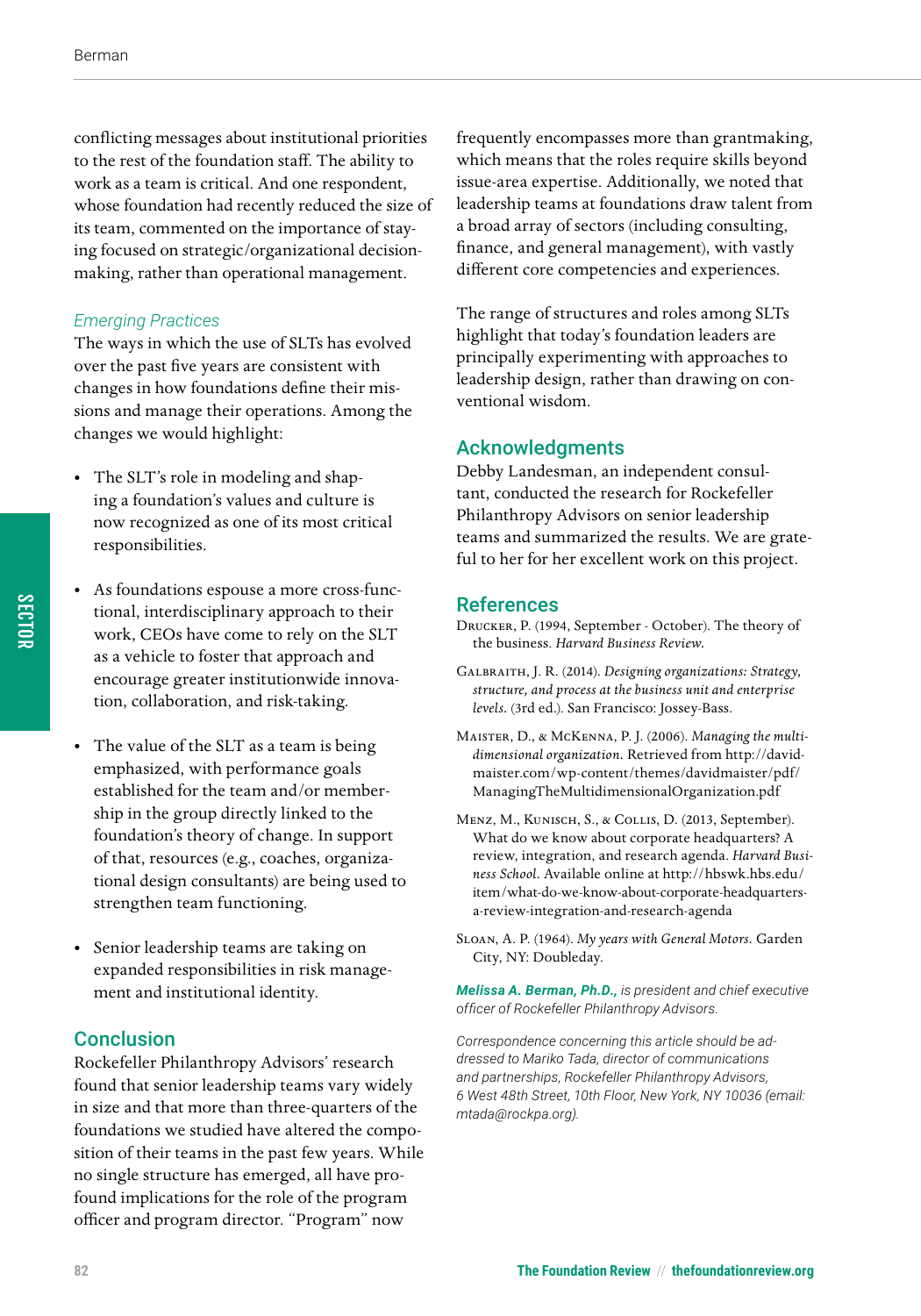conflicting messages about institutional priorities to the rest of the foundation staff. The ability to work as a team is critical. And one respondent, whose foundation had recently reduced the size of its team, commented on the importance of staying focused on strategic/organizational decision-making, rather than operational management.

### *Emerging Practices*

The ways in which the use of SLTs has evolved over the past five years are consistent with changes in how foundations define their missions and manage their operations. Among the changes we would highlight:

- The SLT's role in modeling and shaping a foundation's values and culture is now recognized as one of its most critical responsibilities.
- As foundations espouse a more cross-functional, interdisciplinary approach to their work, CEOs have come to rely on the SLT as a vehicle to foster that approach and encourage greater institutionwide innovation, collaboration, and risk-taking.
- The value of the SLT as a team is being emphasized, with performance goals established for the team and/or membership in the group directly linked to the foundation's theory of change. In support of that, resources (e.g., coaches, organizational design consultants) are being used to strengthen team functioning.
- Senior leadership teams are taking on expanded responsibilities in risk management and institutional identity.

## Conclusion

Rockefeller Philanthropy Advisors' research found that senior leadership teams vary widely in size and that more than three-quarters of the foundations we studied have altered the composition of their teams in the past few years. While no single structure has emerged, all have profound implications for the role of the program officer and program director. "Program" now frequently encompasses more than grantmaking, which means that the roles require skills beyond issue-area expertise. Additionally, we noted that leadership teams at foundations draw talent from a broad array of sectors (including consulting, finance, and general management), with vastly different core competencies and experiences.

The range of structures and roles among SLTs highlight that today's foundation leaders are principally experimenting with approaches to leadership design, rather than drawing on conventional wisdom.

## Acknowledgments

Debby Landesman, an independent consultant, conducted the research for Rockefeller Philanthropy Advisors on senior leadership teams and summarized the results. We are grateful to her for her excellent work on this project.

## References

Drucker, P. (1994, September - October). The theory of the business. *Harvard Business Review.*

Galbraith, J. R. (2014). *Designing organizations: Strategy, structure, and process at the business unit and enterprise levels.* (3rd ed.). San Francisco: Jossey-Bass.

Maister, D., & McKenna, P. J. (2006). *Managing the multidimensional organization.* Retrieved from http://davidmaister.com/wp-content/themes/davidmaister/pdf/ManagingTheMultidimensionalOrganization.pdf

Menz, M., Kunisch, S., & Collis, D. (2013, September). What do we know about corporate headquarters? A review, integration, and research agenda. *Harvard Business School.* Available online at http://hbswk.hbs.edu/item/what-do-we-know-about-corporate-headquarters-a-review-integration-and-research-agenda

Sloan, A. P. (1964). *My years with General Motors.* Garden City, NY: Doubleday.

***Melissa A. Berman, Ph.D.,*** *is president and chief executive officer of Rockefeller Philanthropy Advisors.*

*Correspondence concerning this article should be addressed to Mariko Tada, director of communications and partnerships, Rockefeller Philanthropy Advisors, 6 West 48th Street, 10th Floor, New York, NY 10036 (email: mtada@rockpa.org).*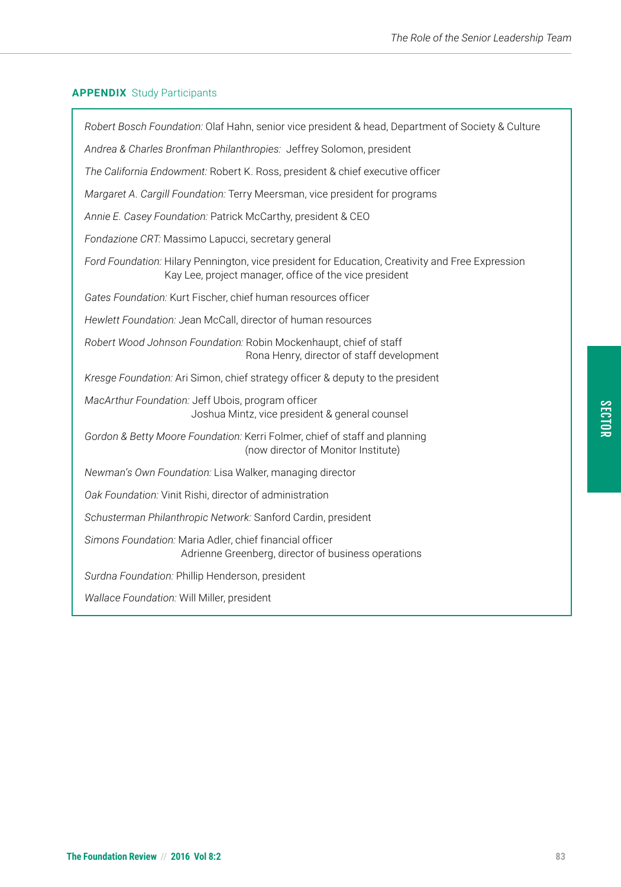## **APPENDIX** Study Participants

*Robert Bosch Foundation:* Olaf Hahn, senior vice president & head, Department of Society & Culture

*Andrea & Charles Bronfman Philanthropies:* Jeffrey Solomon, president

*The California Endowment:* Robert K. Ross, president & chief executive officer

*Margaret A. Cargill Foundation:* Terry Meersman, vice president for programs

*Annie E. Casey Foundation:* Patrick McCarthy, president & CEO

*Fondazione CRT:* Massimo Lapucci, secretary general

*Ford Foundation:* Hilary Pennington, vice president for Education, Creativity and Free Expression
Kay Lee, project manager, office of the vice president

*Gates Foundation:* Kurt Fischer, chief human resources officer

*Hewlett Foundation:* Jean McCall, director of human resources

*Robert Wood Johnson Foundation:* Robin Mockenhaupt, chief of staff
Rona Henry, director of staff development

*Kresge Foundation:* Ari Simon, chief strategy officer & deputy to the president

*MacArthur Foundation:* Jeff Ubois, program officer
Joshua Mintz, vice president & general counsel

*Gordon & Betty Moore Foundation:* Kerri Folmer, chief of staff and planning
(now director of Monitor Institute)

*Newman's Own Foundation:* Lisa Walker, managing director

*Oak Foundation:* Vinit Rishi, director of administration

*Schusterman Philanthropic Network:* Sanford Cardin, president

*Simons Foundation:* Maria Adler, chief financial officer
Adrienne Greenberg, director of business operations

*Surdna Foundation:* Phillip Henderson, president

*Wallace Foundation:* Will Miller, president